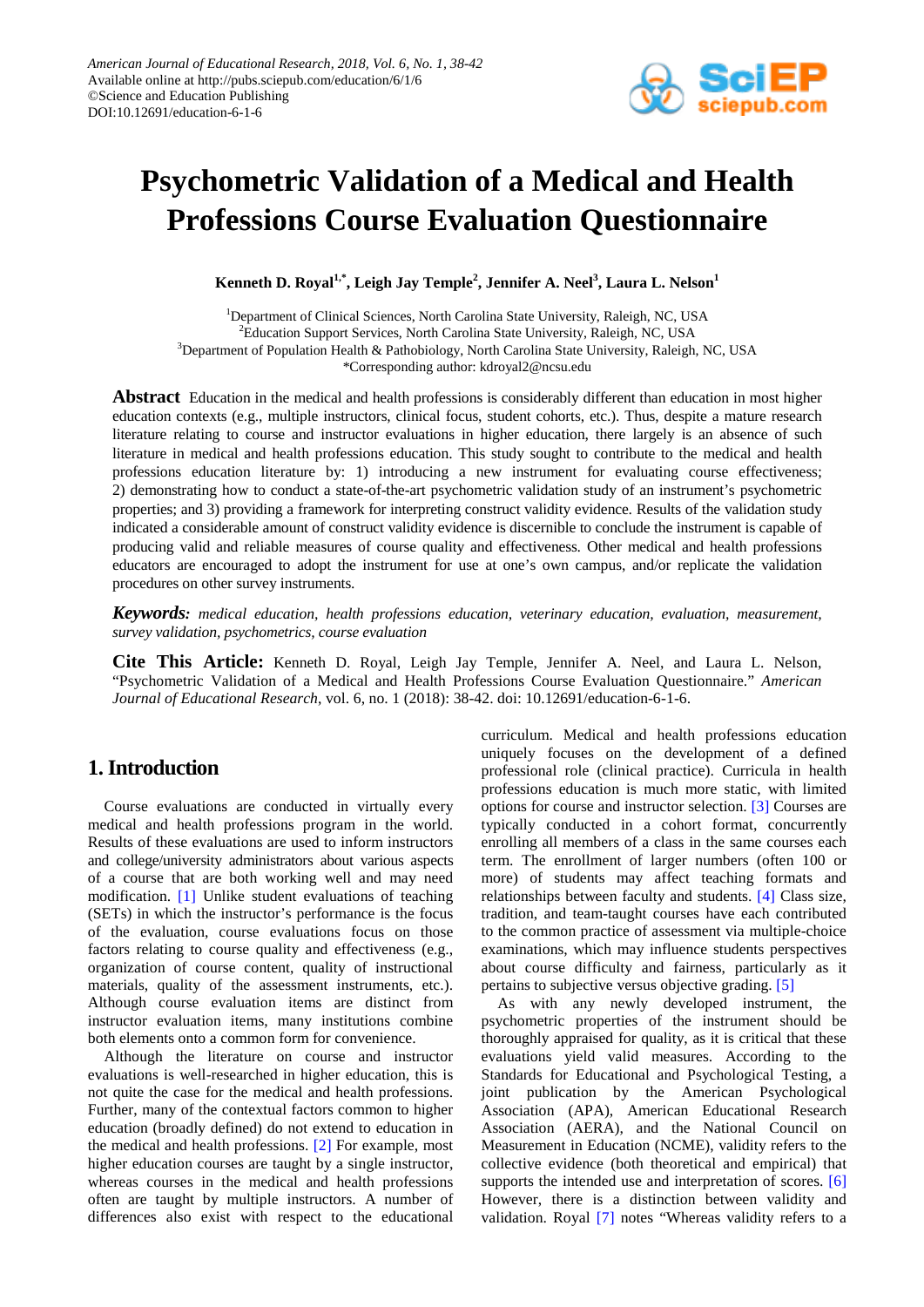# Psychometric Validation of a Medical and Health Professions Course Evaluation Questionnaire

**Kenneth D. Royal[1,*], Leigh Jay Temple[2], Jennifer A. Neel[3], Laura L. Nelson[1]**

[1]Department of Clinical Sciences, North Carolina State University, Raleigh, NC, USA
[2]Education Support Services, North Carolina State University, Raleigh, NC, USA
[3]Department of Population Health & Pathobiology, North Carolina State University, Raleigh, NC, USA
*Corresponding author: kdroyal2@ncsu.edu

**Abstract** Education in the medical and health professions is considerably different than education in most higher education contexts (e.g., multiple instructors, clinical focus, student cohorts, etc.). Thus, despite a mature research literature relating to course and instructor evaluations in higher education, there largely is an absence of such literature in medical and health professions education. This study sought to contribute to the medical and health professions education literature by: 1) introducing a new instrument for evaluating course effectiveness; 2) demonstrating how to conduct a state-of-the-art psychometric validation study of an instrument's psychometric properties; and 3) providing a framework for interpreting construct validity evidence. Results of the validation study indicated a considerable amount of construct validity evidence is discernible to conclude the instrument is capable of producing valid and reliable measures of course quality and effectiveness. Other medical and health professions educators are encouraged to adopt the instrument for use at one's own campus, and/or replicate the validation procedures on other survey instruments.

***Keywords:*** *medical education, health professions education, veterinary education, evaluation, measurement, survey validation, psychometrics, course evaluation*

**Cite This Article:** Kenneth D. Royal, Leigh Jay Temple, Jennifer A. Neel, and Laura L. Nelson, "Psychometric Validation of a Medical and Health Professions Course Evaluation Questionnaire." *American Journal of Educational Research*, vol. 6, no. 1 (2018): 38-42. doi: 10.12691/education-6-1-6.

## 1. Introduction

Course evaluations are conducted in virtually every medical and health professions program in the world. Results of these evaluations are used to inform instructors and college/university administrators about various aspects of a course that are both working well and may need modification. [1] Unlike student evaluations of teaching (SETs) in which the instructor's performance is the focus of the evaluation, course evaluations focus on those factors relating to course quality and effectiveness (e.g., organization of course content, quality of instructional materials, quality of the assessment instruments, etc.). Although course evaluation items are distinct from instructor evaluation items, many institutions combine both elements onto a common form for convenience.

Although the literature on course and instructor evaluations is well-researched in higher education, this is not quite the case for the medical and health professions. Further, many of the contextual factors common to higher education (broadly defined) do not extend to education in the medical and health professions. [2] For example, most higher education courses are taught by a single instructor, whereas courses in the medical and health professions often are taught by multiple instructors. A number of differences also exist with respect to the educational curriculum. Medical and health professions education uniquely focuses on the development of a defined professional role (clinical practice). Curricula in health professions education is much more static, with limited options for course and instructor selection. [3] Courses are typically conducted in a cohort format, concurrently enrolling all members of a class in the same courses each term. The enrollment of larger numbers (often 100 or more) of students may affect teaching formats and relationships between faculty and students. [4] Class size, tradition, and team-taught courses have each contributed to the common practice of assessment via multiple-choice examinations, which may influence students perspectives about course difficulty and fairness, particularly as it pertains to subjective versus objective grading. [5]

As with any newly developed instrument, the psychometric properties of the instrument should be thoroughly appraised for quality, as it is critical that these evaluations yield valid measures. According to the Standards for Educational and Psychological Testing, a joint publication by the American Psychological Association (APA), American Educational Research Association (AERA), and the National Council on Measurement in Education (NCME), validity refers to the collective evidence (both theoretical and empirical) that supports the intended use and interpretation of scores. [6] However, there is a distinction between validity and validation. Royal [7] notes "Whereas validity refers to a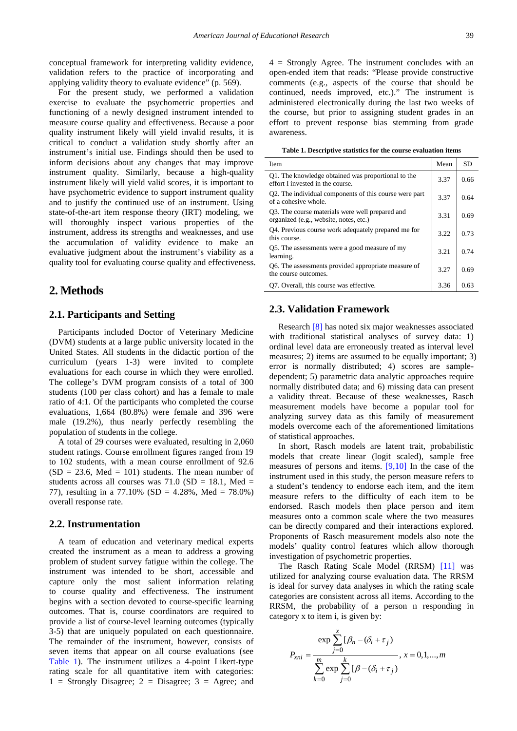conceptual framework for interpreting validity evidence, validation refers to the practice of incorporating and applying validity theory to evaluate evidence" (p. 569).

For the present study, we performed a validation exercise to evaluate the psychometric properties and functioning of a newly designed instrument intended to measure course quality and effectiveness. Because a poor quality instrument likely will yield invalid results, it is critical to conduct a validation study shortly after an instrument's initial use. Findings should then be used to inform decisions about any changes that may improve instrument quality. Similarly, because a high-quality instrument likely will yield valid scores, it is important to have psychometric evidence to support instrument quality and to justify the continued use of an instrument. Using state-of-the-art item response theory (IRT) modeling, we will thoroughly inspect various properties of the instrument, address its strengths and weaknesses, and use the accumulation of validity evidence to make an evaluative judgment about the instrument's viability as a quality tool for evaluating course quality and effectiveness.

# 2. Methods

## 2.1. Participants and Setting

Participants included Doctor of Veterinary Medicine (DVM) students at a large public university located in the United States. All students in the didactic portion of the curriculum (years 1-3) were invited to complete evaluations for each course in which they were enrolled. The college's DVM program consists of a total of 300 students (100 per class cohort) and has a female to male ratio of 4:1. Of the participants who completed the course evaluations, 1,664 (80.8%) were female and 396 were male (19.2%), thus nearly perfectly resembling the population of students in the college.

A total of 29 courses were evaluated, resulting in 2,060 student ratings. Course enrollment figures ranged from 19 to 102 students, with a mean course enrollment of 92.6 (SD = 23.6, Med = 101) students. The mean number of students across all courses was 71.0 (SD = 18.1, Med = 77), resulting in a 77.10% (SD = 4.28%, Med = 78.0%) overall response rate.

## 2.2. Instrumentation

A team of education and veterinary medical experts created the instrument as a mean to address a growing problem of student survey fatigue within the college. The instrument was intended to be short, accessible and capture only the most salient information relating to course quality and effectiveness. The instrument begins with a section devoted to course-specific learning outcomes. That is, course coordinators are required to provide a list of course-level learning outcomes (typically 3-5) that are uniquely populated on each questionnaire. The remainder of the instrument, however, consists of seven items that appear on all course evaluations (see Table 1). The instrument utilizes a 4-point Likert-type rating scale for all quantitative item with categories: 1 = Strongly Disagree; 2 = Disagree; 3 = Agree; and 4 = Strongly Agree. The instrument concludes with an open-ended item that reads: "Please provide constructive comments (e.g., aspects of the course that should be continued, needs improved, etc.)." The instrument is administered electronically during the last two weeks of the course, but prior to assigning student grades in an effort to prevent response bias stemming from grade awareness.

**Table 1. Descriptive statistics for the course evaluation items**

| Item | Mean | SD |
|---|---|---|
| Q1. The knowledge obtained was proportional to the effort I invested in the course. | 3.37 | 0.66 |
| Q2. The individual components of this course were part of a cohesive whole. | 3.37 | 0.64 |
| Q3. The course materials were well prepared and organized (e.g., website, notes, etc.) | 3.31 | 0.69 |
| Q4. Previous course work adequately prepared me for this course. | 3.22 | 0.73 |
| Q5. The assessments were a good measure of my learning. | 3.21 | 0.74 |
| Q6. The assessments provided appropriate measure of the course outcomes. | 3.27 | 0.69 |
| Q7. Overall, this course was effective. | 3.36 | 0.63 |

## 2.3. Validation Framework

Research [8] has noted six major weaknesses associated with traditional statistical analyses of survey data: 1) ordinal level data are erroneously treated as interval level measures; 2) items are assumed to be equally important; 3) error is normally distributed; 4) scores are sample-dependent; 5) parametric data analytic approaches require normally distributed data; and 6) missing data can present a validity threat. Because of these weaknesses, Rasch measurement models have become a popular tool for analyzing survey data as this family of measurement models overcome each of the aforementioned limitations of statistical approaches.

In short, Rasch models are latent trait, probabilistic models that create linear (logit scaled), sample free measures of persons and items. [9,10] In the case of the instrument used in this study, the person measure refers to a student's tendency to endorse each item, and the item measure refers to the difficulty of each item to be endorsed. Rasch models then place person and item measures onto a common scale where the two measures can be directly compared and their interactions explored. Proponents of Rasch measurement models also note the models' quality control features which allow thorough investigation of psychometric properties.

The Rasch Rating Scale Model (RRSM) [11] was utilized for analyzing course evaluation data. The RRSM is ideal for survey data analyses in which the rating scale categories are consistent across all items. According to the RRSM, the probability of a person n responding in category x to item i, is given by:

$$P_{xni} = \frac{\exp \sum_{j=0}^{x} [\beta_n - (\delta_i + \tau_j)]}{\sum_{k=0}^{m} \exp \sum_{j=0}^{k} [\beta - (\delta_i + \tau_j)]}, \; x = 0,1,\ldots,m$$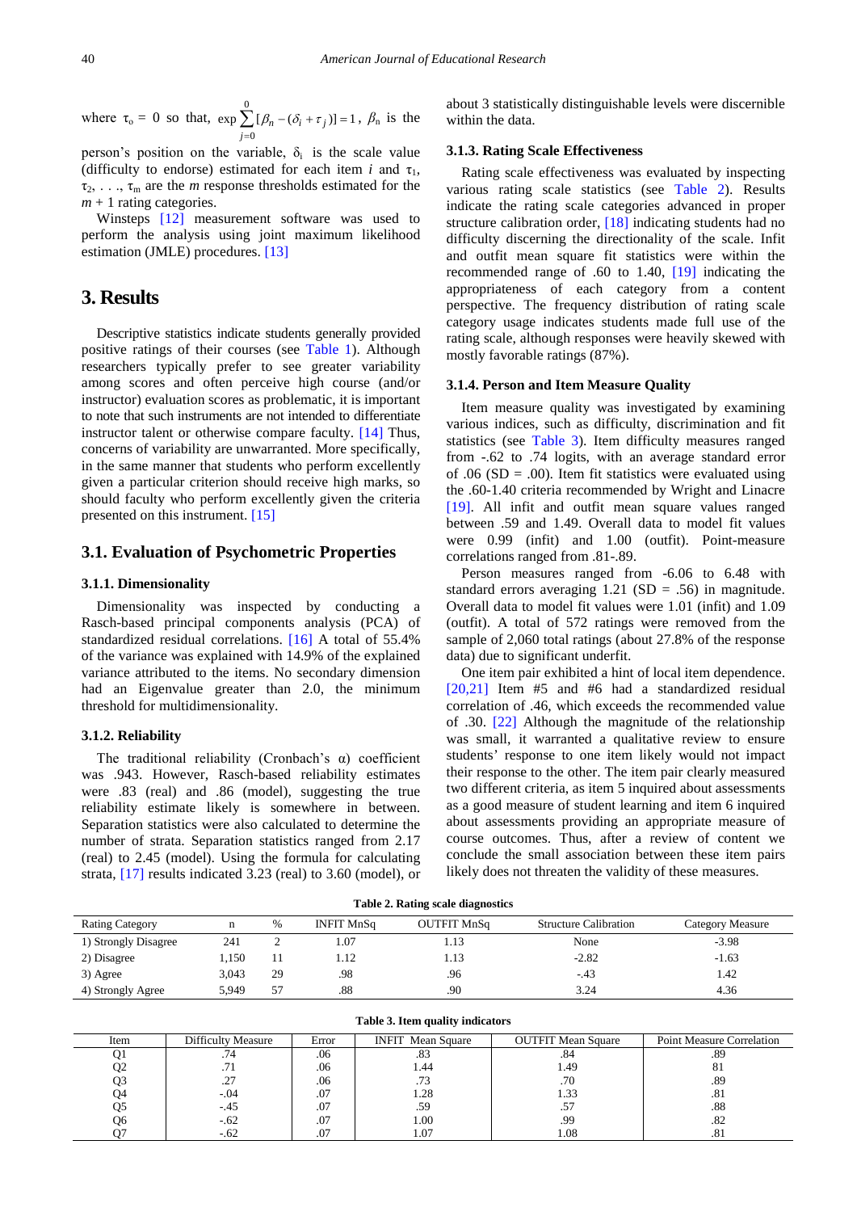where $\tau_o = 0$ so that, $\exp\sum_{j=0}^{0}[\beta_n - (\delta_i + \tau_j)] = 1$, $\beta_n$ is the person's position on the variable, $\delta_i$ is the scale value (difficulty to endorse) estimated for each item $i$ and $\tau_1$, $\tau_2$, . . ., $\tau_m$ are the $m$ response thresholds estimated for the $m + 1$ rating categories.

Winsteps [12] measurement software was used to perform the analysis using joint maximum likelihood estimation (JMLE) procedures. [13]

# 3. Results

Descriptive statistics indicate students generally provided positive ratings of their courses (see Table 1). Although researchers typically prefer to see greater variability among scores and often perceive high course (and/or instructor) evaluation scores as problematic, it is important to note that such instruments are not intended to differentiate instructor talent or otherwise compare faculty. [14] Thus, concerns of variability are unwarranted. More specifically, in the same manner that students who perform excellently given a particular criterion should receive high marks, so should faculty who perform excellently given the criteria presented on this instrument. [15]

## 3.1. Evaluation of Psychometric Properties

### 3.1.1. Dimensionality

Dimensionality was inspected by conducting a Rasch-based principal components analysis (PCA) of standardized residual correlations. [16] A total of 55.4% of the variance was explained with 14.9% of the explained variance attributed to the items. No secondary dimension had an Eigenvalue greater than 2.0, the minimum threshold for multidimensionality.

### 3.1.2. Reliability

The traditional reliability (Cronbach's α) coefficient was .943. However, Rasch-based reliability estimates were .83 (real) and .86 (model), suggesting the true reliability estimate likely is somewhere in between. Separation statistics were also calculated to determine the number of strata. Separation statistics ranged from 2.17 (real) to 2.45 (model). Using the formula for calculating strata, [17] results indicated 3.23 (real) to 3.60 (model), or about 3 statistically distinguishable levels were discernible within the data.

### 3.1.3. Rating Scale Effectiveness

Rating scale effectiveness was evaluated by inspecting various rating scale statistics (see Table 2). Results indicate the rating scale categories advanced in proper structure calibration order, [18] indicating students had no difficulty discerning the directionality of the scale. Infit and outfit mean square fit statistics were within the recommended range of .60 to 1.40, [19] indicating the appropriateness of each category from a content perspective. The frequency distribution of rating scale category usage indicates students made full use of the rating scale, although responses were heavily skewed with mostly favorable ratings (87%).

### 3.1.4. Person and Item Measure Quality

Item measure quality was investigated by examining various indices, such as difficulty, discrimination and fit statistics (see Table 3). Item difficulty measures ranged from -.62 to .74 logits, with an average standard error of .06 (SD = .00). Item fit statistics were evaluated using the .60-1.40 criteria recommended by Wright and Linacre [19]. All infit and outfit mean square values ranged between .59 and 1.49. Overall data to model fit values were 0.99 (infit) and 1.00 (outfit). Point-measure correlations ranged from .81-.89.

Person measures ranged from -6.06 to 6.48 with standard errors averaging 1.21 (SD = .56) in magnitude. Overall data to model fit values were 1.01 (infit) and 1.09 (outfit). A total of 572 ratings were removed from the sample of 2,060 total ratings (about 27.8% of the response data) due to significant underfit.

One item pair exhibited a hint of local item dependence. [20,21] Item #5 and #6 had a standardized residual correlation of .46, which exceeds the recommended value of .30. [22] Although the magnitude of the relationship was small, it warranted a qualitative review to ensure students' response to one item likely would not impact their response to the other. The item pair clearly measured two different criteria, as item 5 inquired about assessments as a good measure of student learning and item 6 inquired about assessments providing an appropriate measure of course outcomes. Thus, after a review of content we conclude the small association between these item pairs likely does not threaten the validity of these measures.

**Table 2. Rating scale diagnostics**

| Rating Category | n | % | INFIT MnSq | OUTFIT MnSq | Structure Calibration | Category Measure |
|---|---|---|---|---|---|---|
| 1) Strongly Disagree | 241 | 2 | 1.07 | 1.13 | None | -3.98 |
| 2) Disagree | 1,150 | 11 | 1.12 | 1.13 | -2.82 | -1.63 |
| 3) Agree | 3,043 | 29 | .98 | .96 | -.43 | 1.42 |
| 4) Strongly Agree | 5,949 | 57 | .88 | .90 | 3.24 | 4.36 |

**Table 3. Item quality indicators**

| Item | Difficulty Measure | Error | INFIT Mean Square | OUTFIT Mean Square | Point Measure Correlation |
|---|---|---|---|---|---|
| Q1 | .74 | .06 | .83 | .84 | .89 |
| Q2 | .71 | .06 | 1.44 | 1.49 | 81 |
| Q3 | .27 | .06 | .73 | .70 | .89 |
| Q4 | -.04 | .07 | 1.28 | 1.33 | .81 |
| Q5 | -.45 | .07 | .59 | .57 | .88 |
| Q6 | -.62 | .07 | 1.00 | .99 | .82 |
| Q7 | -.62 | .07 | 1.07 | 1.08 | .81 |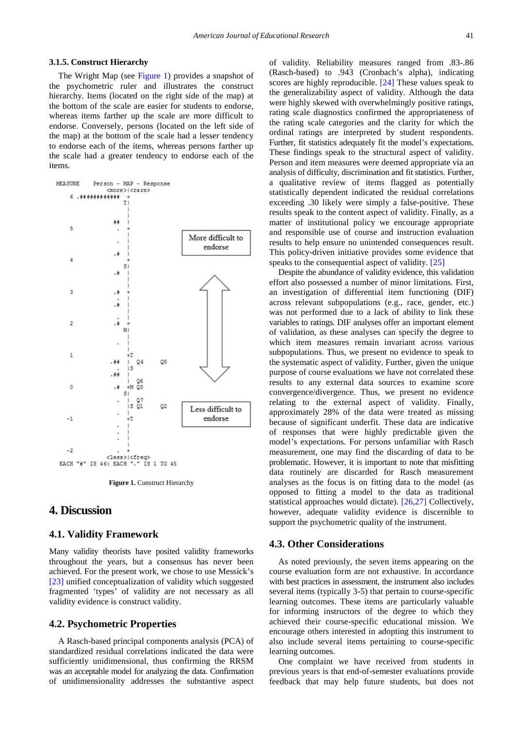### 3.1.5. Construct Hierarchy

The Wright Map (see Figure 1) provides a snapshot of the psychometric ruler and illustrates the construct hierarchy. Items (located on the right side of the map) at the bottom of the scale are easier for students to endorse, whereas items farther up the scale are more difficult to endorse. Conversely, persons (located on the left side of the map) at the bottom of the scale had a lesser tendency to endorse each of the items, whereas persons farther up the scale had a greater tendency to endorse each of the items.

```
MEASURE      Person - MAP - Response
                  <more>|<rare>
   6  .############  +
                     T|
                      |
                      |
                  ##  |
   5               .  +
                      |
                   .  |
                  .#  |
   4                  +
                     S|
                  .#  |
                      |
                      |
   3              .#  +
                   .  |
                  .#  |
                      |
                   .  |
   2              .#  +
                     M|
                      |
                   .  |
                      |
   1                  +T
                 .##  |  Q4    Q5
                      |S
                 .##  |
                      |  Q6
   0              .#  +M Q3
                     S|
                   .  |  Q7
                      |S Q1    Q2
                      |
  -1                  +T
                   .  |
                   .  |
                   .  |
                      |
  -2               .  +
                  <less>|<freq>
 EACH "#" IS 46: EACH "." IS 1 TO 45
```

More difficult to endorse

Less difficult to endorse

**Figure 1.** Construct Hierarchy

# 4. Discussion

## 4.1. Validity Framework

Many validity theorists have posited validity frameworks throughout the years, but a consensus has never been achieved. For the present work, we chose to use Messick's [23] unified conceptualization of validity which suggested fragmented 'types' of validity are not necessary as all validity evidence is construct validity.

## 4.2. Psychometric Properties

A Rasch-based principal components analysis (PCA) of standardized residual correlations indicated the data were sufficiently unidimensional, thus confirming the RRSM was an acceptable model for analyzing the data. Confirmation of unidimensionality addresses the substantive aspect of validity. Reliability measures ranged from .83-.86 (Rasch-based) to .943 (Cronbach's alpha), indicating scores are highly reproducible. [24] These values speak to the generalizability aspect of validity. Although the data were highly skewed with overwhelmingly positive ratings, rating scale diagnostics confirmed the appropriateness of the rating scale categories and the clarity for which the ordinal ratings are interpreted by student respondents. Further, fit statistics adequately fit the model's expectations. These findings speak to the structural aspect of validity. Person and item measures were deemed appropriate via an analysis of difficulty, discrimination and fit statistics. Further, a qualitative review of items flagged as potentially statistically dependent indicated the residual correlations exceeding .30 likely were simply a false-positive. These results speak to the content aspect of validity. Finally, as a matter of institutional policy we encourage appropriate and responsible use of course and instruction evaluation results to help ensure no unintended consequences result. This policy-driven initiative provides some evidence that speaks to the consequential aspect of validity. [25]

Despite the abundance of validity evidence, this validation effort also possessed a number of minor limitations. First, an investigation of differential item functioning (DIF) across relevant subpopulations (e.g., race, gender, etc.) was not performed due to a lack of ability to link these variables to ratings. DIF analyses offer an important element of validation, as these analyses can specify the degree to which item measures remain invariant across various subpopulations. Thus, we present no evidence to speak to the systematic aspect of validity. Further, given the unique purpose of course evaluations we have not correlated these results to any external data sources to examine score convergence/divergence. Thus, we present no evidence relating to the external aspect of validity. Finally, approximately 28% of the data were treated as missing because of significant underfit. These data are indicative of responses that were highly predictable given the model's expectations. For persons unfamiliar with Rasch measurement, one may find the discarding of data to be problematic. However, it is important to note that misfitting data routinely are discarded for Rasch measurement analyses as the focus is on fitting data to the model (as opposed to fitting a model to the data as traditional statistical approaches would dictate). [26,27] Collectively, however, adequate validity evidence is discernible to support the psychometric quality of the instrument.

## 4.3. Other Considerations

As noted previously, the seven items appearing on the course evaluation form are not exhaustive. In accordance with best practices in assessment, the instrument also includes several items (typically 3-5) that pertain to course-specific learning outcomes. These items are particularly valuable for informing instructors of the degree to which they achieved their course-specific educational mission. We encourage others interested in adopting this instrument to also include several items pertaining to course-specific learning outcomes.

One complaint we have received from students in previous years is that end-of-semester evaluations provide feedback that may help future students, but does not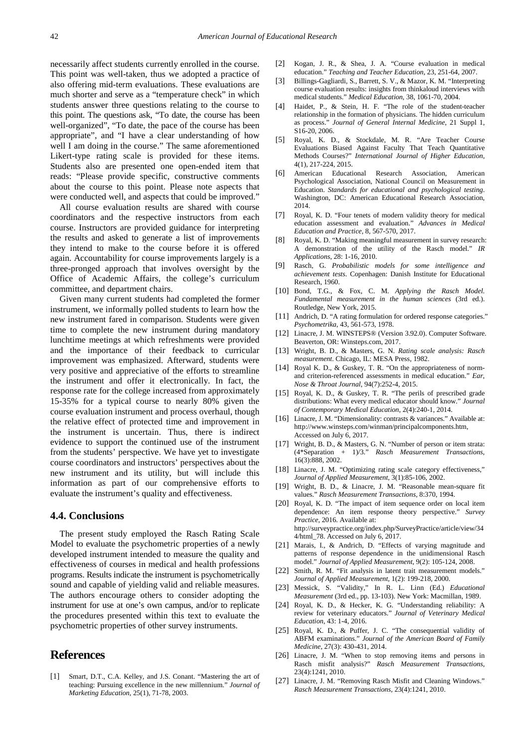necessarily affect students currently enrolled in the course. This point was well-taken, thus we adopted a practice of also offering mid-term evaluations. These evaluations are much shorter and serve as a "temperature check" in which students answer three questions relating to the course to this point. The questions ask, "To date, the course has been well-organized", "To date, the pace of the course has been appropriate", and "I have a clear understanding of how well I am doing in the course." The same aforementioned Likert-type rating scale is provided for these items. Students also are presented one open-ended item that reads: "Please provide specific, constructive comments about the course to this point. Please note aspects that were conducted well, and aspects that could be improved."

All course evaluation results are shared with course coordinators and the respective instructors from each course. Instructors are provided guidance for interpreting the results and asked to generate a list of improvements they intend to make to the course before it is offered again. Accountability for course improvements largely is a three-pronged approach that involves oversight by the Office of Academic Affairs, the college's curriculum committee, and department chairs.

Given many current students had completed the former instrument, we informally polled students to learn how the new instrument fared in comparison. Students were given time to complete the new instrument during mandatory lunchtime meetings at which refreshments were provided and the importance of their feedback to curricular improvement was emphasized. Afterward, students were very positive and appreciative of the efforts to streamline the instrument and offer it electronically. In fact, the response rate for the college increased from approximately 15-35% for a typical course to nearly 80% given the course evaluation instrument and process overhaul, though the relative effect of protected time and improvement in the instrument is uncertain. Thus, there is indirect evidence to support the continued use of the instrument from the students' perspective. We have yet to investigate course coordinators and instructors' perspectives about the new instrument and its utility, but will include this information as part of our comprehensive efforts to evaluate the instrument's quality and effectiveness.

## 4.4. Conclusions

The present study employed the Rasch Rating Scale Model to evaluate the psychometric properties of a newly developed instrument intended to measure the quality and effectiveness of courses in medical and health professions programs. Results indicate the instrument is psychometrically sound and capable of yielding valid and reliable measures. The authors encourage others to consider adopting the instrument for use at one's own campus, and/or to replicate the procedures presented within this text to evaluate the psychometric properties of other survey instruments.

# References

[1] Smart, D.T., C.A. Kelley, and J.S. Conant. "Mastering the art of teaching: Pursuing excellence in the new millennium." *Journal of Marketing Education*, 25(1), 71-78, 2003.

[2] Kogan, J. R., & Shea, J. A. "Course evaluation in medical education." *Teaching and Teacher Education*, 23, 251-64, 2007.

[3] Billings-Gagliardi, S., Barrett, S. V., & Mazor, K. M. "Interpreting course evaluation results: insights from thinkaloud interviews with medical students." *Medical Education*, 38, 1061-70, 2004.

[4] Haidet, P., & Stein, H. F. "The role of the student-teacher relationship in the formation of physicians. The hidden curriculum as process." *Journal of General Internal Medicine*, 21 Suppl 1, S16-20, 2006.

[5] Royal, K. D., & Stockdale, M. R. "Are Teacher Course Evaluations Biased Against Faculty That Teach Quantitative Methods Courses?" *International Journal of Higher Education*, 4(1), 217-224, 2015.

[6] American Educational Research Association, American Psychological Association, National Council on Measurement in Education. *Standards for educational and psychological testing*. Washington, DC: American Educational Research Association, 2014.

[7] Royal, K. D. "Four tenets of modern validity theory for medical education assessment and evaluation." *Advances in Medical Education and Practice*, 8, 567-570, 2017.

[8] Royal, K. D. "Making meaningful measurement in survey research: A demonstration of the utility of the Rasch model." *IR Applications*, 28: 1-16, 2010.

[9] Rasch, G. *Probabilistic models for some intelligence and achievement tests*. Copenhagen: Danish Institute for Educational Research, 1960.

[10] Bond, T.G., & Fox, C. M. *Applying the Rasch Model. Fundamental measurement in the human sciences* (3rd ed.). Routledge, New York, 2015.

[11] Andrich, D. "A rating formulation for ordered response categories." *Psychometrika*, 43, 561-573, 1978.

[12] Linacre, J. M. WINSTEPS® (Version 3.92.0). Computer Software. Beaverton, OR: Winsteps.com, 2017.

[13] Wright, B. D., & Masters, G. N. *Rating scale analysis: Rasch measurement*. Chicago, IL: MESA Press, 1982.

[14] Royal K. D., & Guskey, T. R. "On the appropriateness of norm- and criterion-referenced assessments in medical education." *Ear, Nose & Throat Journal*, 94(7):252-4, 2015.

[15] Royal, K. D., & Guskey, T. R. "The perils of prescribed grade distributions: What every medical educator should know." *Journal of Contemporary Medical Education*, 2(4):240-1, 2014.

[16] Linacre, J. M. "Dimensionality: contrasts & variances." Available at: http://www.winsteps.com/winman/principalcomponents.htm, Accessed on July 6, 2017.

[17] Wright, B. D., & Masters, G. N. "Number of person or item strata: (4*Separation + 1)/3." *Rasch Measurement Transactions*, 16(3):888, 2002.

[18] Linacre, J. M. "Optimizing rating scale category effectiveness," *Journal of Applied Measurement*, 3(1):85-106, 2002.

[19] Wright, B. D., & Linacre, J. M. "Reasonable mean-square fit values." *Rasch Measurement Transactions*, 8:370, 1994.

[20] Royal, K. D. "The impact of item sequence order on local item dependence: An item response theory perspective." *Survey Practice*, 2016. Available at: http://surveypractice.org/index.php/SurveyPractice/article/view/344/html_78. Accessed on July 6, 2017.

[21] Marais, I., & Andrich, D. "Effects of varying magnitude and patterns of response dependence in the unidimensional Rasch model." *Journal of Applied Measurement*, 9(2): 105-124, 2008.

[22] Smith, R. M. "Fit analysis in latent trait measurement models." *Journal of Applied Measurement*, 1(2): 199-218, 2000.

[23] Messick, S. "Validity," In R. L. Linn (Ed.) *Educational Measurement* (3rd ed., pp. 13-103). New York: Macmillan, 1989.

[24] Royal, K. D., & Hecker, K. G. "Understanding reliability: A review for veterinary educators." *Journal of Veterinary Medical Education*, 43: 1-4, 2016.

[25] Royal, K. D., & Puffer, J. C. "The consequential validity of ABFM examinations." *Journal of the American Board of Family Medicine*, 27(3): 430-431, 2014.

[26] Linacre, J. M. "When to stop removing items and persons in Rasch misfit analysis?" *Rasch Measurement Transactions*, 23(4):1241, 2010.

[27] Linacre, J. M. "Removing Rasch Misfit and Cleaning Windows." *Rasch Measurement Transactions*, 23(4):1241, 2010.